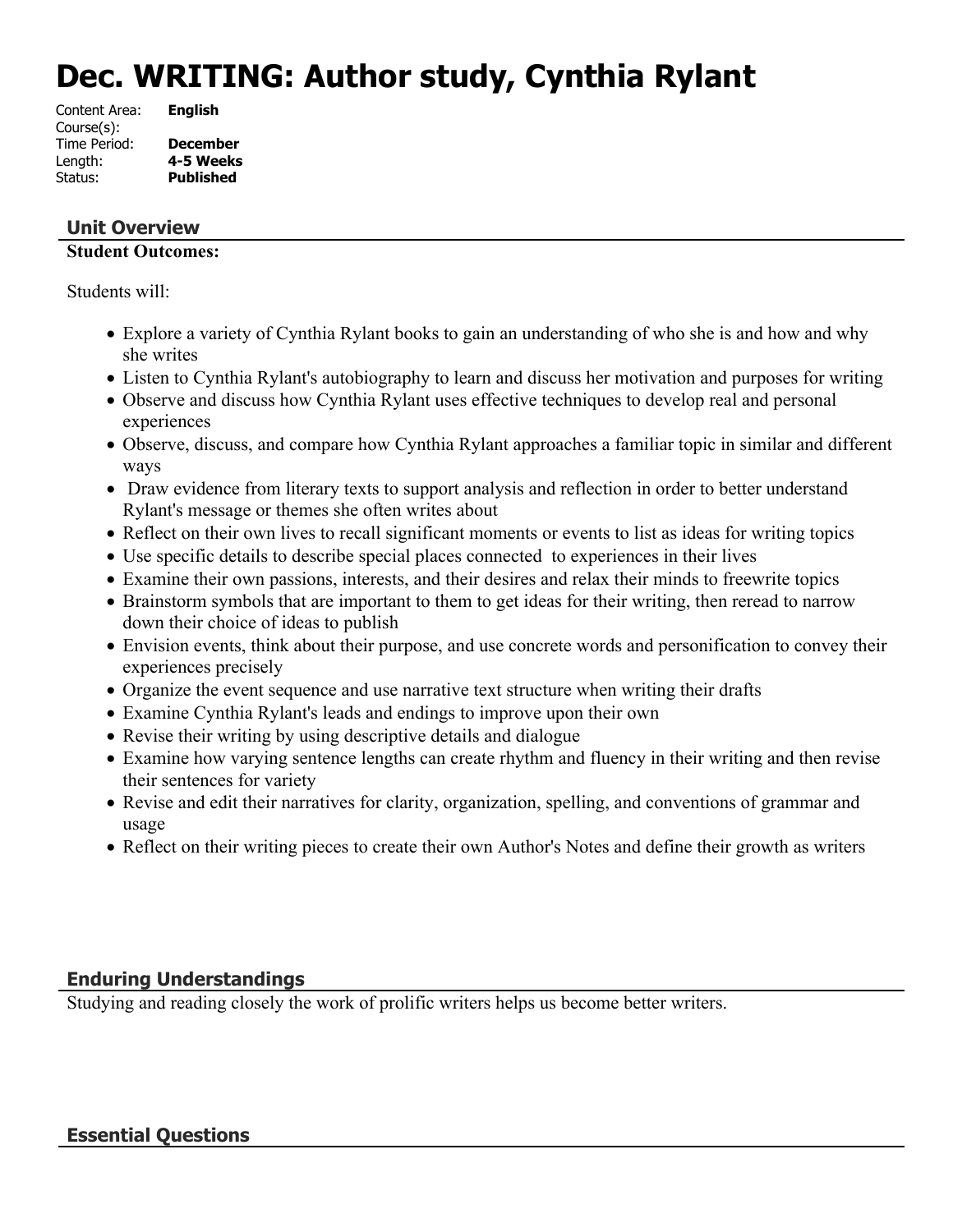# Dec. WRITING: Author study, Cynthia Rylant

Content Area: **English**
Course(s):
Time Period: **December**
Length: **4-5 Weeks**
Status: **Published**

## Unit Overview

**Student Outcomes:**

Students will:

- Explore a variety of Cynthia Rylant books to gain an understanding of who she is and how and why she writes
- Listen to Cynthia Rylant's autobiography to learn and discuss her motivation and purposes for writing
- Observe and discuss how Cynthia Rylant uses effective techniques to develop real and personal experiences
- Observe, discuss, and compare how Cynthia Rylant approaches a familiar topic in similar and different ways
- Draw evidence from literary texts to support analysis and reflection in order to better understand Rylant's message or themes she often writes about
- Reflect on their own lives to recall significant moments or events to list as ideas for writing topics
- Use specific details to describe special places connected to experiences in their lives
- Examine their own passions, interests, and their desires and relax their minds to freewrite topics
- Brainstorm symbols that are important to them to get ideas for their writing, then reread to narrow down their choice of ideas to publish
- Envision events, think about their purpose, and use concrete words and personification to convey their experiences precisely
- Organize the event sequence and use narrative text structure when writing their drafts
- Examine Cynthia Rylant's leads and endings to improve upon their own
- Revise their writing by using descriptive details and dialogue
- Examine how varying sentence lengths can create rhythm and fluency in their writing and then revise their sentences for variety
- Revise and edit their narratives for clarity, organization, spelling, and conventions of grammar and usage
- Reflect on their writing pieces to create their own Author's Notes and define their growth as writers

## Enduring Understandings

Studying and reading closely the work of prolific writers helps us become better writers.

## Essential Questions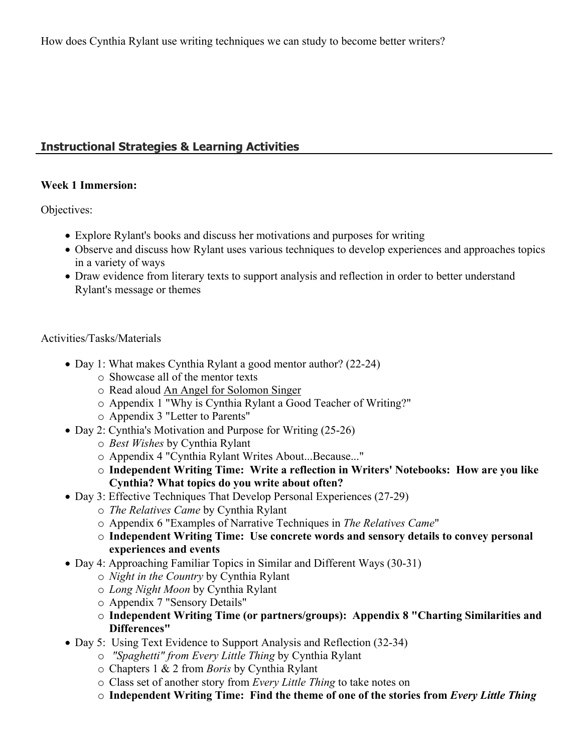How does Cynthia Rylant use writing techniques we can study to become better writers?

## Instructional Strategies & Learning Activities

**Week 1 Immersion:**

Objectives:

- Explore Rylant's books and discuss her motivations and purposes for writing
- Observe and discuss how Rylant uses various techniques to develop experiences and approaches topics in a variety of ways
- Draw evidence from literary texts to support analysis and reflection in order to better understand Rylant's message or themes

Activities/Tasks/Materials

- Day 1: What makes Cynthia Rylant a good mentor author? (22-24)
  - Showcase all of the mentor texts
  - Read aloud An Angel for Solomon Singer
  - Appendix 1 "Why is Cynthia Rylant a Good Teacher of Writing?"
  - Appendix 3 "Letter to Parents"
- Day 2: Cynthia's Motivation and Purpose for Writing (25-26)
  - *Best Wishes* by Cynthia Rylant
  - Appendix 4 "Cynthia Rylant Writes About...Because..."
  - **Independent Writing Time: Write a reflection in Writers' Notebooks: How are you like Cynthia? What topics do you write about often?**
- Day 3: Effective Techniques That Develop Personal Experiences (27-29)
  - *The Relatives Came* by Cynthia Rylant
  - Appendix 6 "Examples of Narrative Techniques in *The Relatives Came*"
  - **Independent Writing Time: Use concrete words and sensory details to convey personal experiences and events**
- Day 4: Approaching Familiar Topics in Similar and Different Ways (30-31)
  - *Night in the Country* by Cynthia Rylant
  - *Long Night Moon* by Cynthia Rylant
  - Appendix 7 "Sensory Details"
  - **Independent Writing Time (or partners/groups): Appendix 8 "Charting Similarities and Differences"**
- Day 5: Using Text Evidence to Support Analysis and Reflection (32-34)
  - *"Spaghetti" from Every Little Thing* by Cynthia Rylant
  - Chapters 1 & 2 from *Boris* by Cynthia Rylant
  - Class set of another story from *Every Little Thing* to take notes on
  - **Independent Writing Time: Find the theme of one of the stories from *Every Little Thing***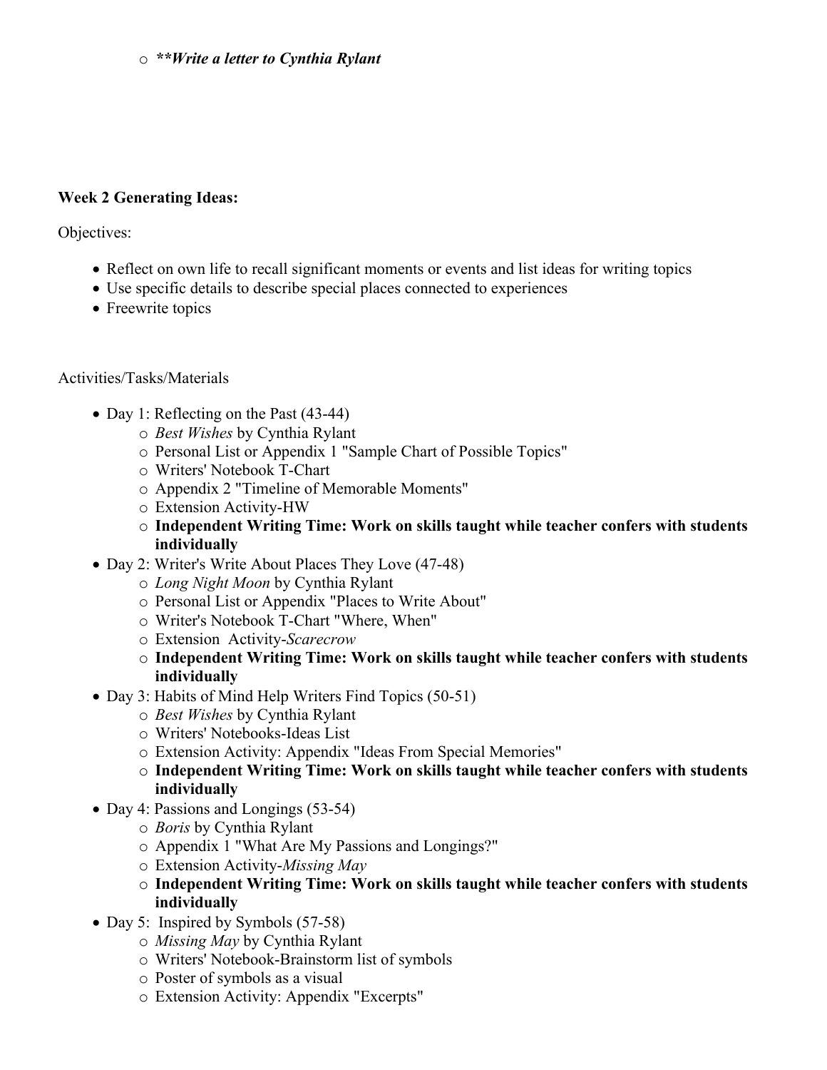- ***\*\*Write a letter to Cynthia Rylant***

**Week 2 Generating Ideas:**

Objectives:

- Reflect on own life to recall significant moments or events and list ideas for writing topics
- Use specific details to describe special places connected to experiences
- Freewrite topics

Activities/Tasks/Materials

- Day 1: Reflecting on the Past (43-44)
  - *Best Wishes* by Cynthia Rylant
  - Personal List or Appendix 1 "Sample Chart of Possible Topics"
  - Writers' Notebook T-Chart
  - Appendix 2 "Timeline of Memorable Moments"
  - Extension Activity-HW
  - **Independent Writing Time: Work on skills taught while teacher confers with students individually**
- Day 2: Writer's Write About Places They Love (47-48)
  - *Long Night Moon* by Cynthia Rylant
  - Personal List or Appendix "Places to Write About"
  - Writer's Notebook T-Chart "Where, When"
  - Extension Activity-*Scarecrow*
  - **Independent Writing Time: Work on skills taught while teacher confers with students individually**
- Day 3: Habits of Mind Help Writers Find Topics (50-51)
  - *Best Wishes* by Cynthia Rylant
  - Writers' Notebooks-Ideas List
  - Extension Activity: Appendix "Ideas From Special Memories"
  - **Independent Writing Time: Work on skills taught while teacher confers with students individually**
- Day 4: Passions and Longings (53-54)
  - *Boris* by Cynthia Rylant
  - Appendix 1 "What Are My Passions and Longings?"
  - Extension Activity-*Missing May*
  - **Independent Writing Time: Work on skills taught while teacher confers with students individually**
- Day 5: Inspired by Symbols (57-58)
  - *Missing May* by Cynthia Rylant
  - Writers' Notebook-Brainstorm list of symbols
  - Poster of symbols as a visual
  - Extension Activity: Appendix "Excerpts"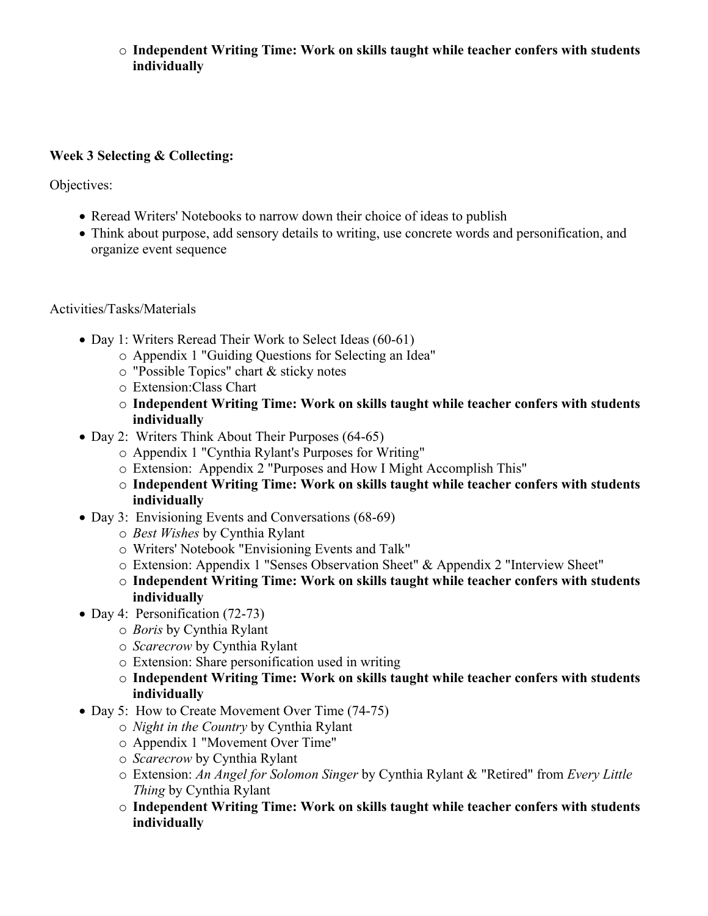- **Independent Writing Time: Work on skills taught while teacher confers with students individually**

**Week 3 Selecting & Collecting:**

Objectives:

- Reread Writers' Notebooks to narrow down their choice of ideas to publish
- Think about purpose, add sensory details to writing, use concrete words and personification, and organize event sequence

Activities/Tasks/Materials

- Day 1: Writers Reread Their Work to Select Ideas (60-61)
  - Appendix 1 "Guiding Questions for Selecting an Idea"
  - "Possible Topics" chart & sticky notes
  - Extension:Class Chart
  - **Independent Writing Time: Work on skills taught while teacher confers with students individually**
- Day 2: Writers Think About Their Purposes (64-65)
  - Appendix 1 "Cynthia Rylant's Purposes for Writing"
  - Extension: Appendix 2 "Purposes and How I Might Accomplish This"
  - **Independent Writing Time: Work on skills taught while teacher confers with students individually**
- Day 3: Envisioning Events and Conversations (68-69)
  - *Best Wishes* by Cynthia Rylant
  - Writers' Notebook "Envisioning Events and Talk"
  - Extension: Appendix 1 "Senses Observation Sheet" & Appendix 2 "Interview Sheet"
  - **Independent Writing Time: Work on skills taught while teacher confers with students individually**
- Day 4: Personification (72-73)
  - *Boris* by Cynthia Rylant
  - *Scarecrow* by Cynthia Rylant
  - Extension: Share personification used in writing
  - **Independent Writing Time: Work on skills taught while teacher confers with students individually**
- Day 5: How to Create Movement Over Time (74-75)
  - *Night in the Country* by Cynthia Rylant
  - Appendix 1 "Movement Over Time"
  - *Scarecrow* by Cynthia Rylant
  - Extension: *An Angel for Solomon Singer* by Cynthia Rylant & "Retired" from *Every Little Thing* by Cynthia Rylant
  - **Independent Writing Time: Work on skills taught while teacher confers with students individually**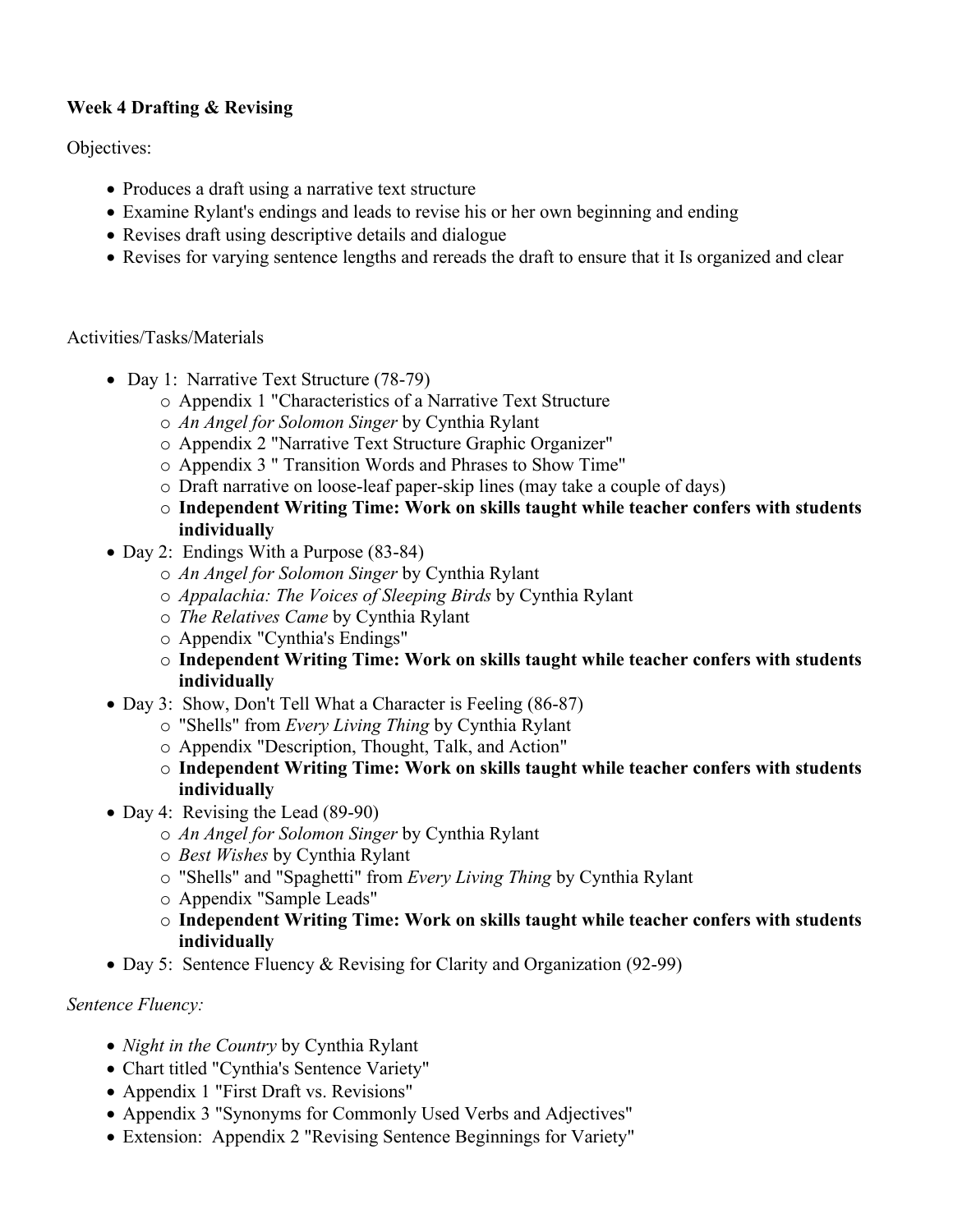**Week 4 Drafting & Revising**

Objectives:

- Produces a draft using a narrative text structure
- Examine Rylant's endings and leads to revise his or her own beginning and ending
- Revises draft using descriptive details and dialogue
- Revises for varying sentence lengths and rereads the draft to ensure that it Is organized and clear

Activities/Tasks/Materials

- Day 1: Narrative Text Structure (78-79)
  - Appendix 1 "Characteristics of a Narrative Text Structure
  - *An Angel for Solomon Singer* by Cynthia Rylant
  - Appendix 2 "Narrative Text Structure Graphic Organizer"
  - Appendix 3 " Transition Words and Phrases to Show Time"
  - Draft narrative on loose-leaf paper-skip lines (may take a couple of days)
  - **Independent Writing Time: Work on skills taught while teacher confers with students individually**
- Day 2: Endings With a Purpose (83-84)
  - *An Angel for Solomon Singer* by Cynthia Rylant
  - *Appalachia: The Voices of Sleeping Birds* by Cynthia Rylant
  - *The Relatives Came* by Cynthia Rylant
  - Appendix "Cynthia's Endings"
  - **Independent Writing Time: Work on skills taught while teacher confers with students individually**
- Day 3: Show, Don't Tell What a Character is Feeling (86-87)
  - "Shells" from *Every Living Thing* by Cynthia Rylant
  - Appendix "Description, Thought, Talk, and Action"
  - **Independent Writing Time: Work on skills taught while teacher confers with students individually**
- Day 4: Revising the Lead (89-90)
  - *An Angel for Solomon Singer* by Cynthia Rylant
  - *Best Wishes* by Cynthia Rylant
  - "Shells" and "Spaghetti" from *Every Living Thing* by Cynthia Rylant
  - Appendix "Sample Leads"
  - **Independent Writing Time: Work on skills taught while teacher confers with students individually**
- Day 5: Sentence Fluency & Revising for Clarity and Organization (92-99)

*Sentence Fluency:*

- *Night in the Country* by Cynthia Rylant
- Chart titled "Cynthia's Sentence Variety"
- Appendix 1 "First Draft vs. Revisions"
- Appendix 3 "Synonyms for Commonly Used Verbs and Adjectives"
- Extension: Appendix 2 "Revising Sentence Beginnings for Variety"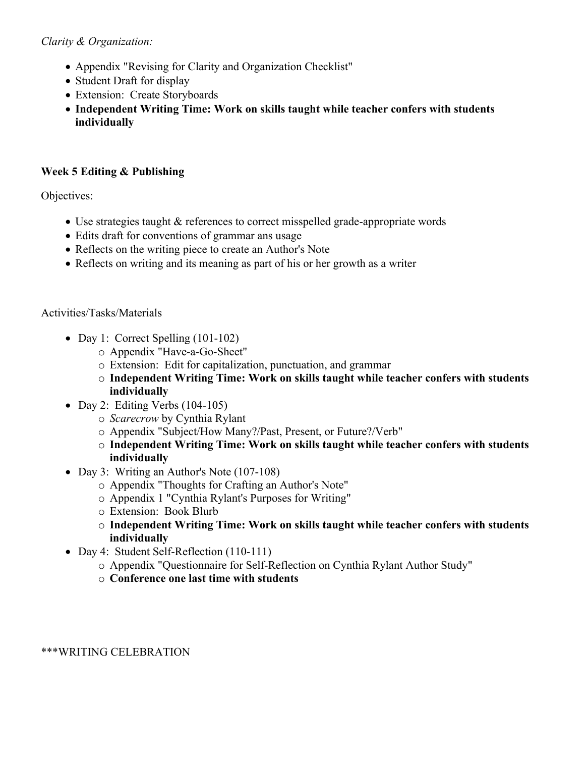*Clarity & Organization:*

- Appendix "Revising for Clarity and Organization Checklist"
- Student Draft for display
- Extension: Create Storyboards
- **Independent Writing Time: Work on skills taught while teacher confers with students individually**

**Week 5 Editing & Publishing**

Objectives:

- Use strategies taught & references to correct misspelled grade-appropriate words
- Edits draft for conventions of grammar ans usage
- Reflects on the writing piece to create an Author's Note
- Reflects on writing and its meaning as part of his or her growth as a writer

Activities/Tasks/Materials

- Day 1: Correct Spelling (101-102)
    - Appendix "Have-a-Go-Sheet"
    - Extension: Edit for capitalization, punctuation, and grammar
    - **Independent Writing Time: Work on skills taught while teacher confers with students individually**
- Day 2: Editing Verbs (104-105)
    - *Scarecrow* by Cynthia Rylant
    - Appendix "Subject/How Many?/Past, Present, or Future?/Verb"
    - **Independent Writing Time: Work on skills taught while teacher confers with students individually**
- Day 3: Writing an Author's Note (107-108)
    - Appendix "Thoughts for Crafting an Author's Note"
    - Appendix 1 "Cynthia Rylant's Purposes for Writing"
    - Extension: Book Blurb
    - **Independent Writing Time: Work on skills taught while teacher confers with students individually**
- Day 4: Student Self-Reflection (110-111)
    - Appendix "Questionnaire for Self-Reflection on Cynthia Rylant Author Study"
    - **Conference one last time with students**

***WRITING CELEBRATION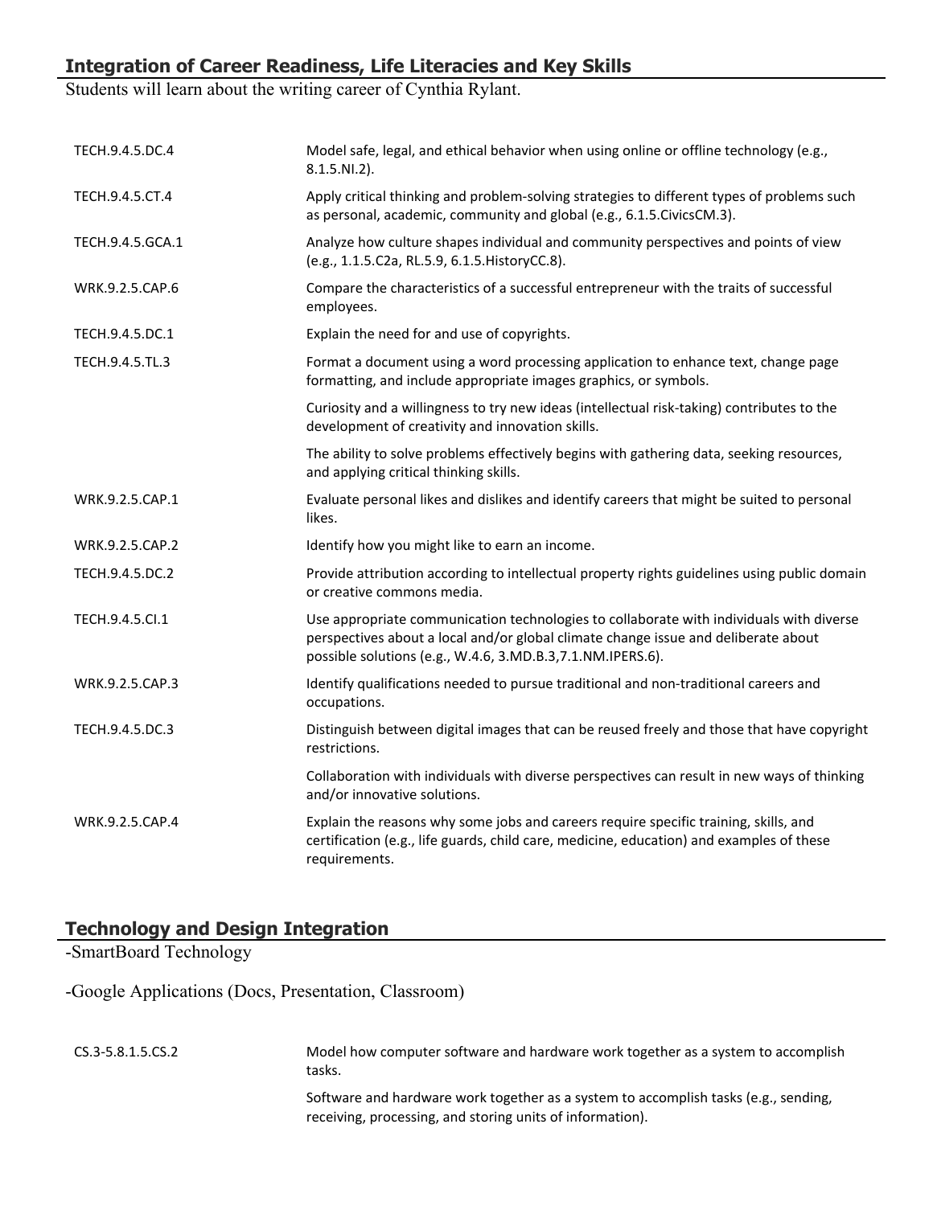## Integration of Career Readiness, Life Literacies and Key Skills

Students will learn about the writing career of Cynthia Rylant.

| | |
|---|---|
| TECH.9.4.5.DC.4 | Model safe, legal, and ethical behavior when using online or offline technology (e.g., 8.1.5.NI.2). |
| TECH.9.4.5.CT.4 | Apply critical thinking and problem-solving strategies to different types of problems such as personal, academic, community and global (e.g., 6.1.5.CivicsCM.3). |
| TECH.9.4.5.GCA.1 | Analyze how culture shapes individual and community perspectives and points of view (e.g., 1.1.5.C2a, RL.5.9, 6.1.5.HistoryCC.8). |
| WRK.9.2.5.CAP.6 | Compare the characteristics of a successful entrepreneur with the traits of successful employees. |
| TECH.9.4.5.DC.1 | Explain the need for and use of copyrights. |
| TECH.9.4.5.TL.3 | Format a document using a word processing application to enhance text, change page formatting, and include appropriate images graphics, or symbols. |
| | Curiosity and a willingness to try new ideas (intellectual risk-taking) contributes to the development of creativity and innovation skills. |
| | The ability to solve problems effectively begins with gathering data, seeking resources, and applying critical thinking skills. |
| WRK.9.2.5.CAP.1 | Evaluate personal likes and dislikes and identify careers that might be suited to personal likes. |
| WRK.9.2.5.CAP.2 | Identify how you might like to earn an income. |
| TECH.9.4.5.DC.2 | Provide attribution according to intellectual property rights guidelines using public domain or creative commons media. |
| TECH.9.4.5.CI.1 | Use appropriate communication technologies to collaborate with individuals with diverse perspectives about a local and/or global climate change issue and deliberate about possible solutions (e.g., W.4.6, 3.MD.B.3,7.1.NM.IPERS.6). |
| WRK.9.2.5.CAP.3 | Identify qualifications needed to pursue traditional and non-traditional careers and occupations. |
| TECH.9.4.5.DC.3 | Distinguish between digital images that can be reused freely and those that have copyright restrictions. |
| | Collaboration with individuals with diverse perspectives can result in new ways of thinking and/or innovative solutions. |
| WRK.9.2.5.CAP.4 | Explain the reasons why some jobs and careers require specific training, skills, and certification (e.g., life guards, child care, medicine, education) and examples of these requirements. |

## Technology and Design Integration

-SmartBoard Technology

-Google Applications (Docs, Presentation, Classroom)

| | |
|---|---|
| CS.3-5.8.1.5.CS.2 | Model how computer software and hardware work together as a system to accomplish tasks. |
| | Software and hardware work together as a system to accomplish tasks (e.g., sending, receiving, processing, and storing units of information). |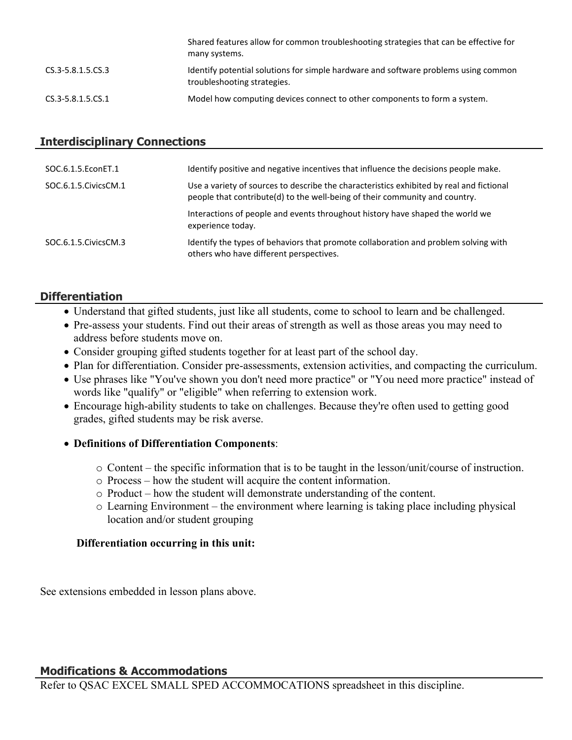| | |
|---|---|
| | Shared features allow for common troubleshooting strategies that can be effective for many systems. |
| CS.3-5.8.1.5.CS.3 | Identify potential solutions for simple hardware and software problems using common troubleshooting strategies. |
| CS.3-5.8.1.5.CS.1 | Model how computing devices connect to other components to form a system. |

## Interdisciplinary Connections

| | |
|---|---|
| SOC.6.1.5.EconET.1 | Identify positive and negative incentives that influence the decisions people make. |
| SOC.6.1.5.CivicsCM.1 | Use a variety of sources to describe the characteristics exhibited by real and fictional people that contribute(d) to the well-being of their community and country. |
| | Interactions of people and events throughout history have shaped the world we experience today. |
| SOC.6.1.5.CivicsCM.3 | Identify the types of behaviors that promote collaboration and problem solving with others who have different perspectives. |

## Differentiation

- Understand that gifted students, just like all students, come to school to learn and be challenged.
- Pre-assess your students. Find out their areas of strength as well as those areas you may need to address before students move on.
- Consider grouping gifted students together for at least part of the school day.
- Plan for differentiation. Consider pre-assessments, extension activities, and compacting the curriculum.
- Use phrases like "You've shown you don't need more practice" or "You need more practice" instead of words like "qualify" or "eligible" when referring to extension work.
- Encourage high-ability students to take on challenges. Because they're often used to getting good grades, gifted students may be risk averse.
- **Definitions of Differentiation Components**:
  - Content – the specific information that is to be taught in the lesson/unit/course of instruction.
  - Process – how the student will acquire the content information.
  - Product – how the student will demonstrate understanding of the content.
  - Learning Environment – the environment where learning is taking place including physical location and/or student grouping

**Differentiation occurring in this unit:**

See extensions embedded in lesson plans above.

## Modifications & Accommodations

Refer to QSAC EXCEL SMALL SPED ACCOMMOCATIONS spreadsheet in this discipline.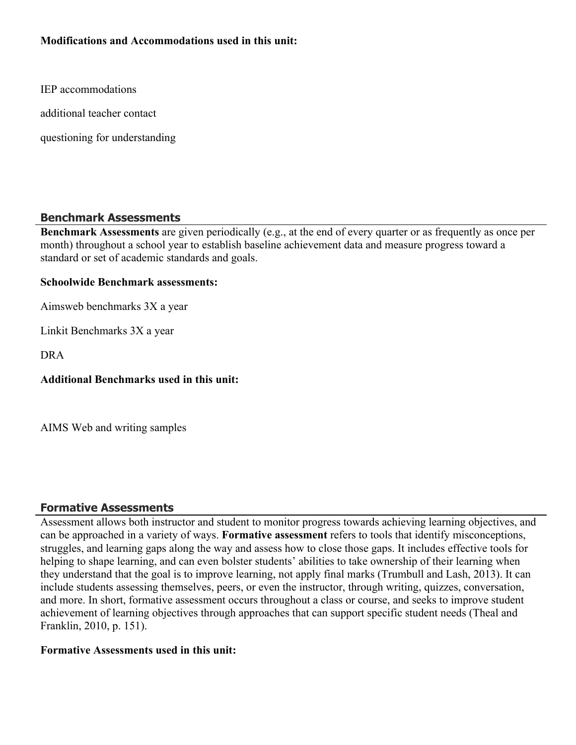**Modifications and Accommodations used in this unit:**

IEP accommodations

additional teacher contact

questioning for understanding

## Benchmark Assessments

**Benchmark Assessments** are given periodically (e.g., at the end of every quarter or as frequently as once per month) throughout a school year to establish baseline achievement data and measure progress toward a standard or set of academic standards and goals.

**Schoolwide Benchmark assessments:**

Aimsweb benchmarks 3X a year

Linkit Benchmarks 3X a year

DRA

**Additional Benchmarks used in this unit:**

AIMS Web and writing samples

## Formative Assessments

Assessment allows both instructor and student to monitor progress towards achieving learning objectives, and can be approached in a variety of ways. **Formative assessment** refers to tools that identify misconceptions, struggles, and learning gaps along the way and assess how to close those gaps. It includes effective tools for helping to shape learning, and can even bolster students' abilities to take ownership of their learning when they understand that the goal is to improve learning, not apply final marks (Trumbull and Lash, 2013). It can include students assessing themselves, peers, or even the instructor, through writing, quizzes, conversation, and more. In short, formative assessment occurs throughout a class or course, and seeks to improve student achievement of learning objectives through approaches that can support specific student needs (Theal and Franklin, 2010, p. 151).

**Formative Assessments used in this unit:**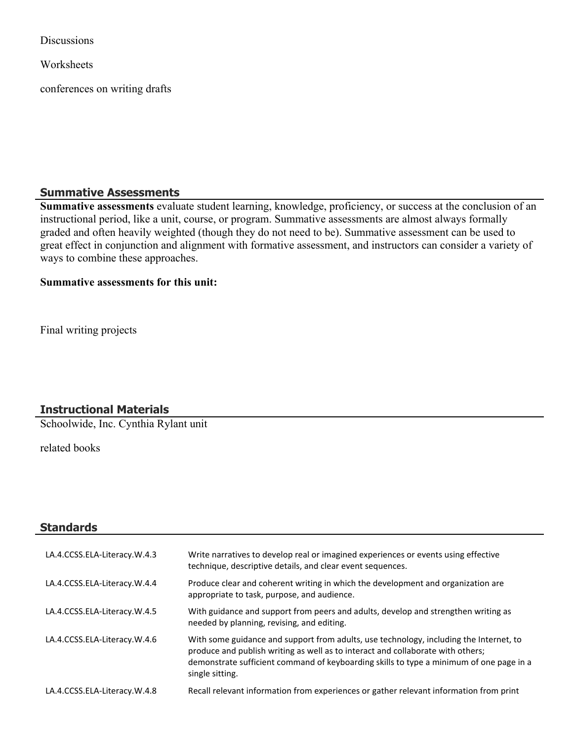Discussions

Worksheets

conferences on writing drafts

## Summative Assessments

**Summative assessments** evaluate student learning, knowledge, proficiency, or success at the conclusion of an instructional period, like a unit, course, or program. Summative assessments are almost always formally graded and often heavily weighted (though they do not need to be). Summative assessment can be used to great effect in conjunction and alignment with formative assessment, and instructors can consider a variety of ways to combine these approaches.

**Summative assessments for this unit:**

Final writing projects

## Instructional Materials

Schoolwide, Inc. Cynthia Rylant unit

related books

## Standards

| | |
|---|---|
| LA.4.CCSS.ELA-Literacy.W.4.3 | Write narratives to develop real or imagined experiences or events using effective technique, descriptive details, and clear event sequences. |
| LA.4.CCSS.ELA-Literacy.W.4.4 | Produce clear and coherent writing in which the development and organization are appropriate to task, purpose, and audience. |
| LA.4.CCSS.ELA-Literacy.W.4.5 | With guidance and support from peers and adults, develop and strengthen writing as needed by planning, revising, and editing. |
| LA.4.CCSS.ELA-Literacy.W.4.6 | With some guidance and support from adults, use technology, including the Internet, to produce and publish writing as well as to interact and collaborate with others; demonstrate sufficient command of keyboarding skills to type a minimum of one page in a single sitting. |
| LA.4.CCSS.ELA-Literacy.W.4.8 | Recall relevant information from experiences or gather relevant information from print |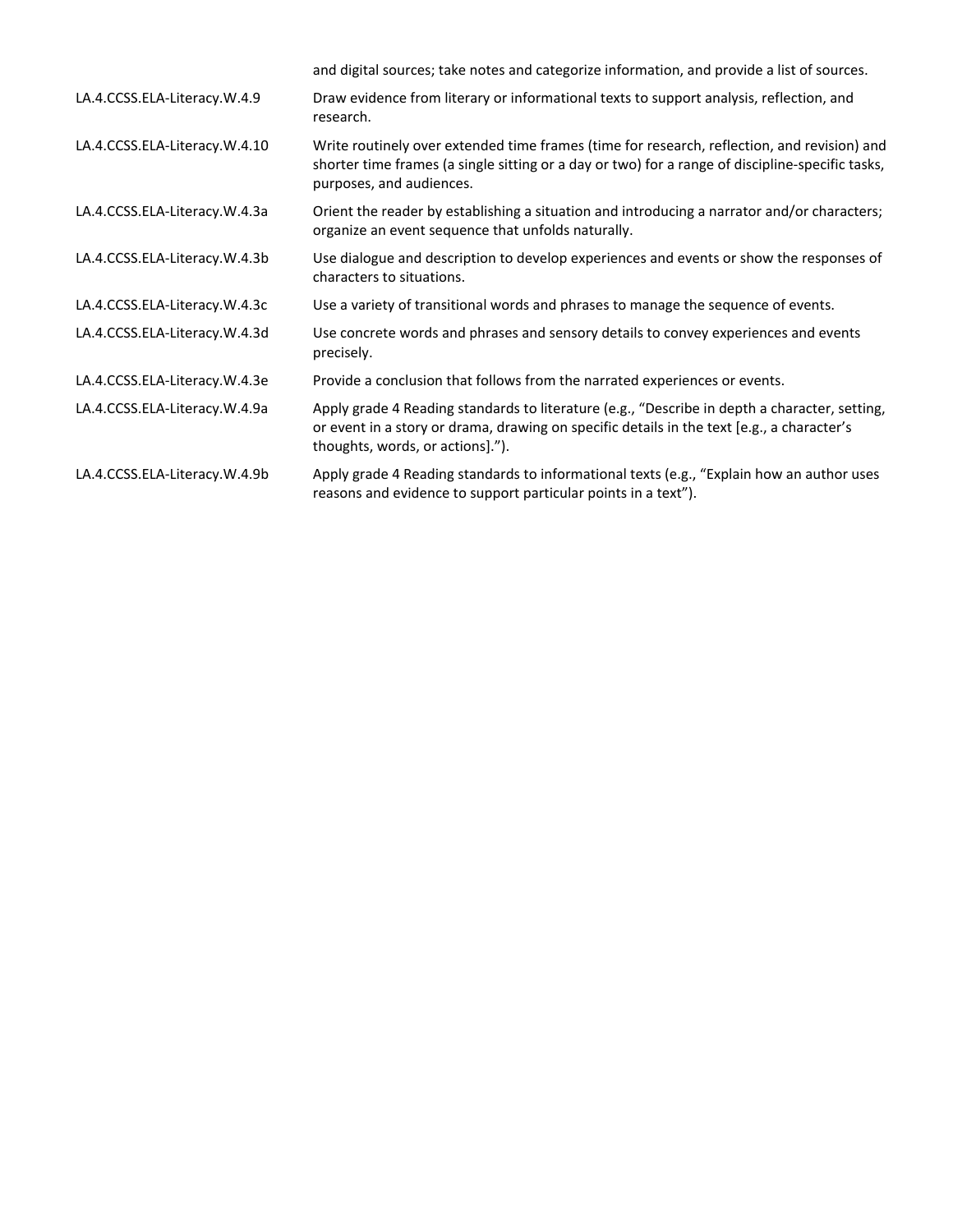| | |
|---|---|
| | and digital sources; take notes and categorize information, and provide a list of sources. |
| LA.4.CCSS.ELA-Literacy.W.4.9 | Draw evidence from literary or informational texts to support analysis, reflection, and research. |
| LA.4.CCSS.ELA-Literacy.W.4.10 | Write routinely over extended time frames (time for research, reflection, and revision) and shorter time frames (a single sitting or a day or two) for a range of discipline-specific tasks, purposes, and audiences. |
| LA.4.CCSS.ELA-Literacy.W.4.3a | Orient the reader by establishing a situation and introducing a narrator and/or characters; organize an event sequence that unfolds naturally. |
| LA.4.CCSS.ELA-Literacy.W.4.3b | Use dialogue and description to develop experiences and events or show the responses of characters to situations. |
| LA.4.CCSS.ELA-Literacy.W.4.3c | Use a variety of transitional words and phrases to manage the sequence of events. |
| LA.4.CCSS.ELA-Literacy.W.4.3d | Use concrete words and phrases and sensory details to convey experiences and events precisely. |
| LA.4.CCSS.ELA-Literacy.W.4.3e | Provide a conclusion that follows from the narrated experiences or events. |
| LA.4.CCSS.ELA-Literacy.W.4.9a | Apply grade 4 Reading standards to literature (e.g., "Describe in depth a character, setting, or event in a story or drama, drawing on specific details in the text [e.g., a character's thoughts, words, or actions]."). |
| LA.4.CCSS.ELA-Literacy.W.4.9b | Apply grade 4 Reading standards to informational texts (e.g., "Explain how an author uses reasons and evidence to support particular points in a text"). |